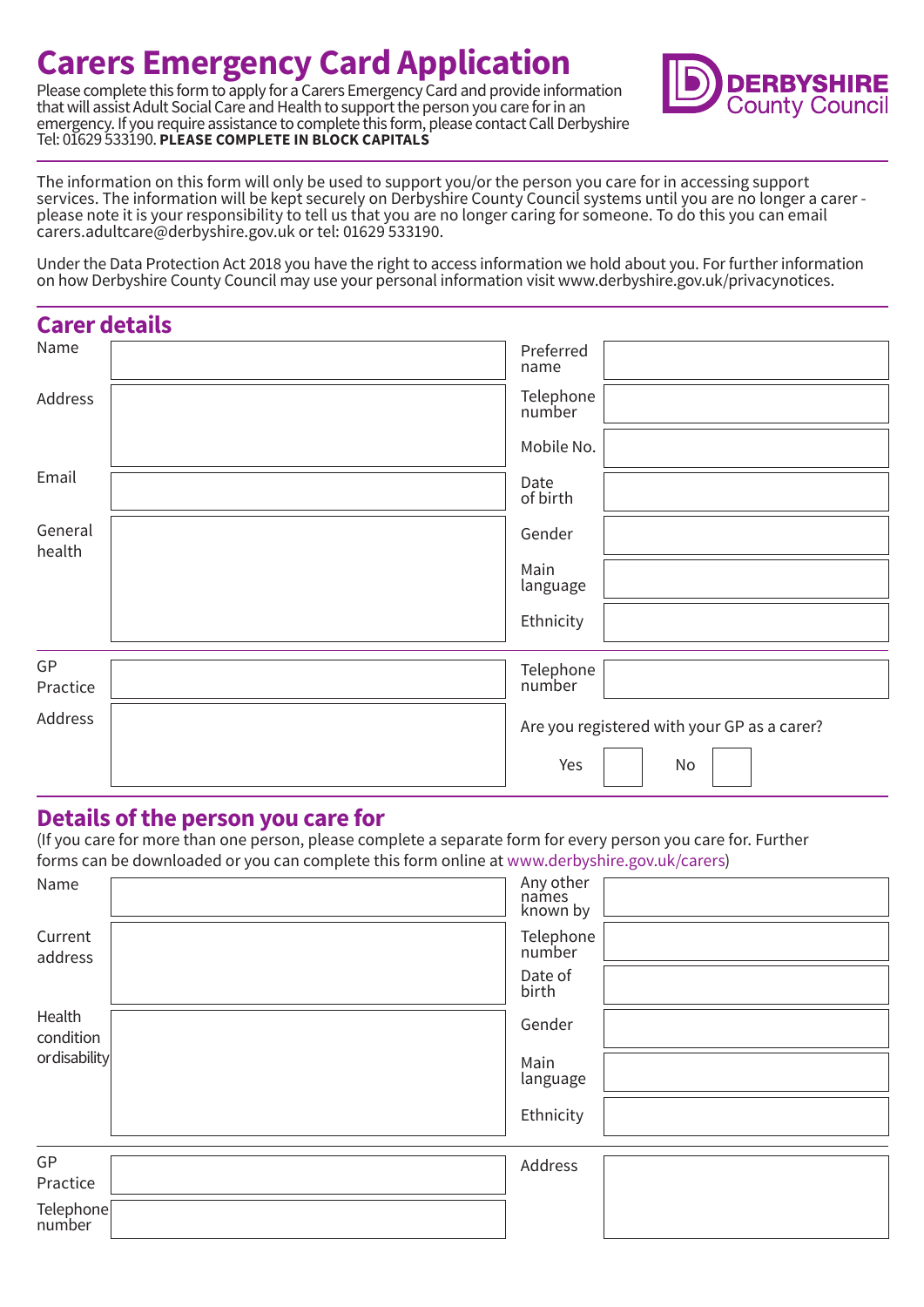# Carers Emergency Card Application

Please complete this form to apply for a Carers Emergency Card and provide information that will assist Adult Social Care and Health to support the person you care for in an emergency. If you require assistance to complete this form, please contact Call Derbyshire Tel: 01629 533190. **PLEASE COMPLETE IN BLOCK CAPITALS**

DERBYSHIRE County Council

The information on this form will only be used to support you/or the person you care for in accessing support services. The information will be kept securely on Derbyshire County Council systems until you are no longer a carer - please note it is your responsibility to tell us that you are no longer caring for someone. To do this you can email carers.adultcare@derbyshire.gov.uk or tel: 01629 533190.

Under the Data Protection Act 2018 you have the right to access information we hold about you. For further information on how Derbyshire County Council may use your personal information visit www.derbyshire.gov.uk/privacynotices.

## Carer details

| | | | |
|---|---|---|---|
| Name | | Preferred name | |
| Address | | Telephone number | |
| | | Mobile No. | |
| Email | | Date of birth | |
| General health | | Gender | |
| | | Main language | |
| | | Ethnicity | |
| GP Practice | | Telephone number | |
| Address | | Are you registered with your GP as a carer? | Yes ☐ No ☐ |

## Details of the person you care for

(If you care for more than one person, please complete a separate form for every person you care for. Further forms can be downloaded or you can complete this form online at www.derbyshire.gov.uk/carers)

| | | | |
|---|---|---|---|
| Name | | Any other names known by | |
| Current address | | Telephone number | |
| | | Date of birth | |
| Health condition or disability | | Gender | |
| | | Main language | |
| | | Ethnicity | |
| GP Practice | | Address | |
| Telephone number | | | |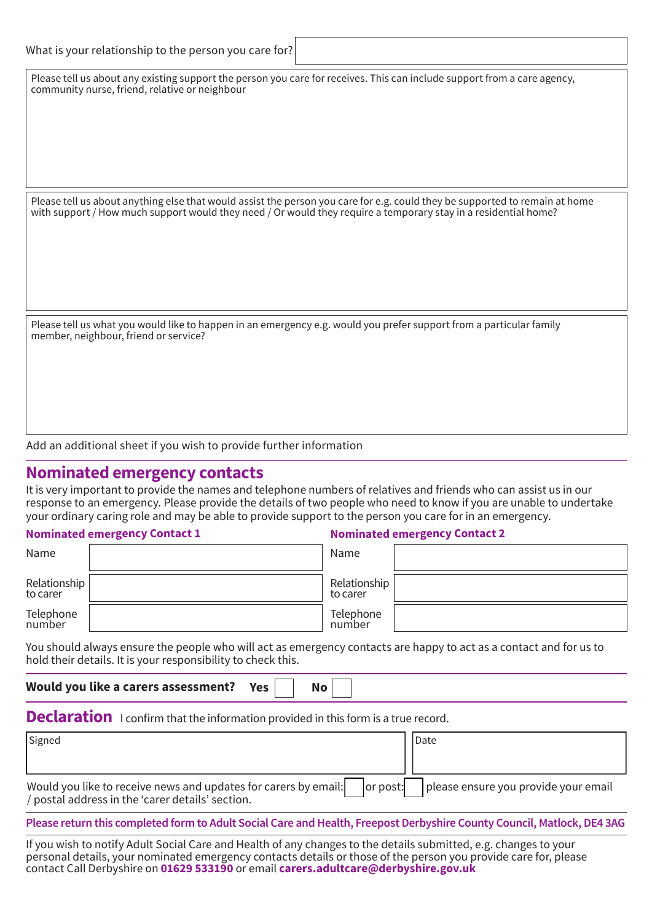What is your relationship to the person you care for?

Please tell us about any existing support the person you care for receives. This can include support from a care agency, community nurse, friend, relative or neighbour

Please tell us about anything else that would assist the person you care for e.g. could they be supported to remain at home with support / How much support would they need / Or would they require a temporary stay in a residential home?

Please tell us what you would like to happen in an emergency e.g. would you prefer support from a particular family member, neighbour, friend or service?

Add an additional sheet if you wish to provide further information

## Nominated emergency contacts

It is very important to provide the names and telephone numbers of relatives and friends who can assist us in our response to an emergency. Please provide the details of two people who need to know if you are unable to undertake your ordinary caring role and may be able to provide support to the person you care for in an emergency.

**Nominated emergency Contact 1**

| | |
|---|---|
| Name | |
| Relationship to carer | |
| Telephone number | |

**Nominated emergency Contact 2**

| | |
|---|---|
| Name | |
| Relationship to carer | |
| Telephone number | |

You should always ensure the people who will act as emergency contacts are happy to act as a contact and for us to hold their details. It is your responsibility to check this.

**Would you like a carers assessment?** **Yes** ☐ **No** ☐

## Declaration

I confirm that the information provided in this form is a true record.

| | |
|---|---|
| Signed | Date |

Would you like to receive news and updates for carers by email: ☐ or post: ☐ please ensure you provide your email / postal address in the 'carer details' section.

**Please return this completed form to Adult Social Care and Health, Freepost Derbyshire County Council, Matlock, DE4 3AG**

If you wish to notify Adult Social Care and Health of any changes to the details submitted, e.g. changes to your personal details, your nominated emergency contacts details or those of the person you provide care for, please contact Call Derbyshire on **01629 533190** or email **carers.adultcare@derbyshire.gov.uk**